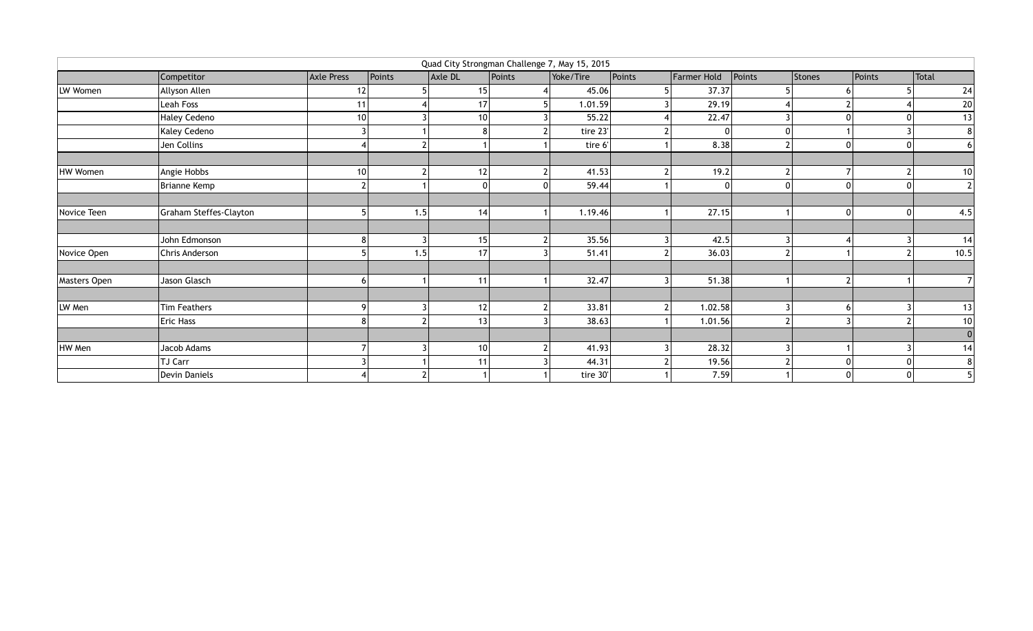| Quad City Strongman Challenge 7, May 15, 2015 | | | | | | | | | | | | |
|---|---|---|---|---|---|---|---|---|---|---|---|---|
| | Competitor | Axle Press | Points | Axle DL | Points | Yoke/Tire | Points | Farmer Hold | Points | Stones | Points | Total |
| LW Women | Allyson Allen | 12 | 5 | 15 | 4 | 45.06 | 5 | 37.37 | 5 | 6 | 5 | 24 |
| | Leah Foss | 11 | 4 | 17 | 5 | 1.01.59 | 3 | 29.19 | 4 | 2 | 4 | 20 |
| | Haley Cedeno | 10 | 3 | 10 | 3 | 55.22 | 4 | 22.47 | 3 | 0 | 0 | 13 |
| | Kaley Cedeno | 3 | 1 | 8 | 2 | tire 23' | 2 | 0 | 0 | 1 | 3 | 8 |
| | Jen Collins | 4 | 2 | 1 | 1 | tire 6' | 1 | 8.38 | 2 | 0 | 0 | 6 |
| | | | | | | | | | | | | |
| HW Women | Angie Hobbs | 10 | 2 | 12 | 2 | 41.53 | 2 | 19.2 | 2 | 7 | 2 | 10 |
| | Brianne Kemp | 2 | 1 | 0 | 0 | 59.44 | 1 | 0 | 0 | 0 | 0 | 2 |
| | | | | | | | | | | | | |
| Novice Teen | Graham Steffes-Clayton | 5 | 1.5 | 14 | 1 | 1.19.46 | 1 | 27.15 | 1 | 0 | 0 | 4.5 |
| | | | | | | | | | | | | |
| | John Edmonson | 8 | 3 | 15 | 2 | 35.56 | 3 | 42.5 | 3 | 4 | 3 | 14 |
| Novice Open | Chris Anderson | 5 | 1.5 | 17 | 3 | 51.41 | 2 | 36.03 | 2 | 1 | 2 | 10.5 |
| | | | | | | | | | | | | |
| Masters Open | Jason Glasch | 6 | 1 | 11 | 1 | 32.47 | 3 | 51.38 | 1 | 2 | 1 | 7 |
| | | | | | | | | | | | | |
| LW Men | Tim Feathers | 9 | 3 | 12 | 2 | 33.81 | 2 | 1.02.58 | 3 | 6 | 3 | 13 |
| | Eric Hass | 8 | 2 | 13 | 3 | 38.63 | 1 | 1.01.56 | 2 | 3 | 2 | 10 |
| | | | | | | | | | | | | 0 |
| HW Men | Jacob Adams | 7 | 3 | 10 | 2 | 41.93 | 3 | 28.32 | 3 | 1 | 3 | 14 |
| | TJ Carr | 3 | 1 | 11 | 3 | 44.31 | 2 | 19.56 | 2 | 0 | 0 | 8 |
| | Devin Daniels | 4 | 2 | 1 | 1 | tire 30' | 1 | 7.59 | 1 | 0 | 0 | 5 |